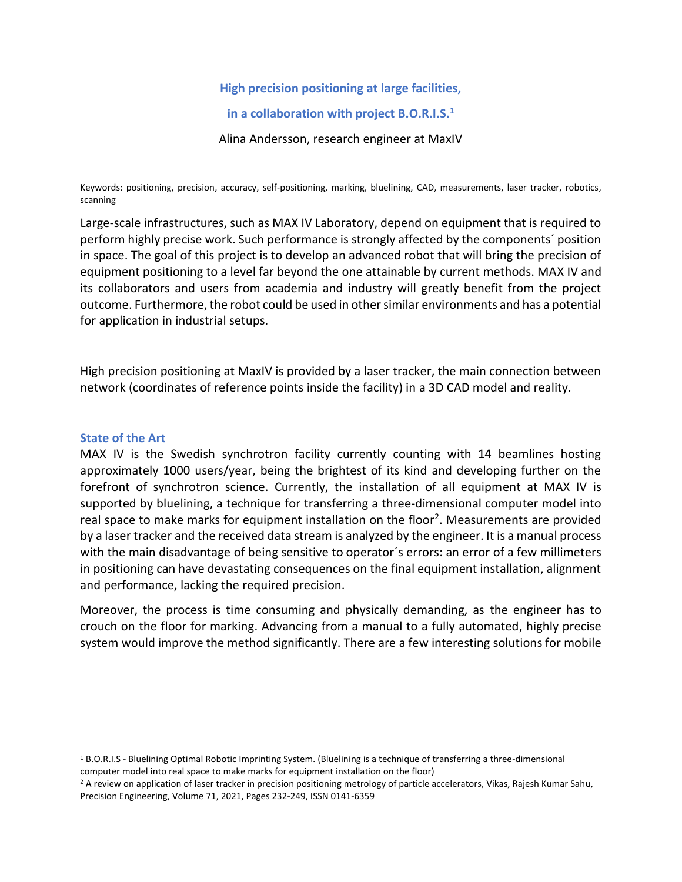**High precision positioning at large facilities,**

**in a collaboration with project B.O.R.I.S.[1]**

Alina Andersson, research engineer at MaxIV

Keywords: positioning, precision, accuracy, self-positioning, marking, bluelining, CAD, measurements, laser tracker, robotics, scanning

Large-scale infrastructures, such as MAX IV Laboratory, depend on equipment that is required to perform highly precise work. Such performance is strongly affected by the components´ position in space. The goal of this project is to develop an advanced robot that will bring the precision of equipment positioning to a level far beyond the one attainable by current methods. MAX IV and its collaborators and users from academia and industry will greatly benefit from the project outcome. Furthermore, the robot could be used in other similar environments and has a potential for application in industrial setups.

High precision positioning at MaxIV is provided by a laser tracker, the main connection between network (coordinates of reference points inside the facility) in a 3D CAD model and reality.

## State of the Art

MAX IV is the Swedish synchrotron facility currently counting with 14 beamlines hosting approximately 1000 users/year, being the brightest of its kind and developing further on the forefront of synchrotron science. Currently, the installation of all equipment at MAX IV is supported by bluelining, a technique for transferring a three-dimensional computer model into real space to make marks for equipment installation on the floor[2]. Measurements are provided by a laser tracker and the received data stream is analyzed by the engineer. It is a manual process with the main disadvantage of being sensitive to operator´s errors: an error of a few millimeters in positioning can have devastating consequences on the final equipment installation, alignment and performance, lacking the required precision.

Moreover, the process is time consuming and physically demanding, as the engineer has to crouch on the floor for marking. Advancing from a manual to a fully automated, highly precise system would improve the method significantly. There are a few interesting solutions for mobile

---

[1] B.O.R.I.S - Bluelining Optimal Robotic Imprinting System. (Bluelining is a technique of transferring a three-dimensional computer model into real space to make marks for equipment installation on the floor)

[2] A review on application of laser tracker in precision positioning metrology of particle accelerators, Vikas, Rajesh Kumar Sahu, Precision Engineering, Volume 71, 2021, Pages 232-249, ISSN 0141-6359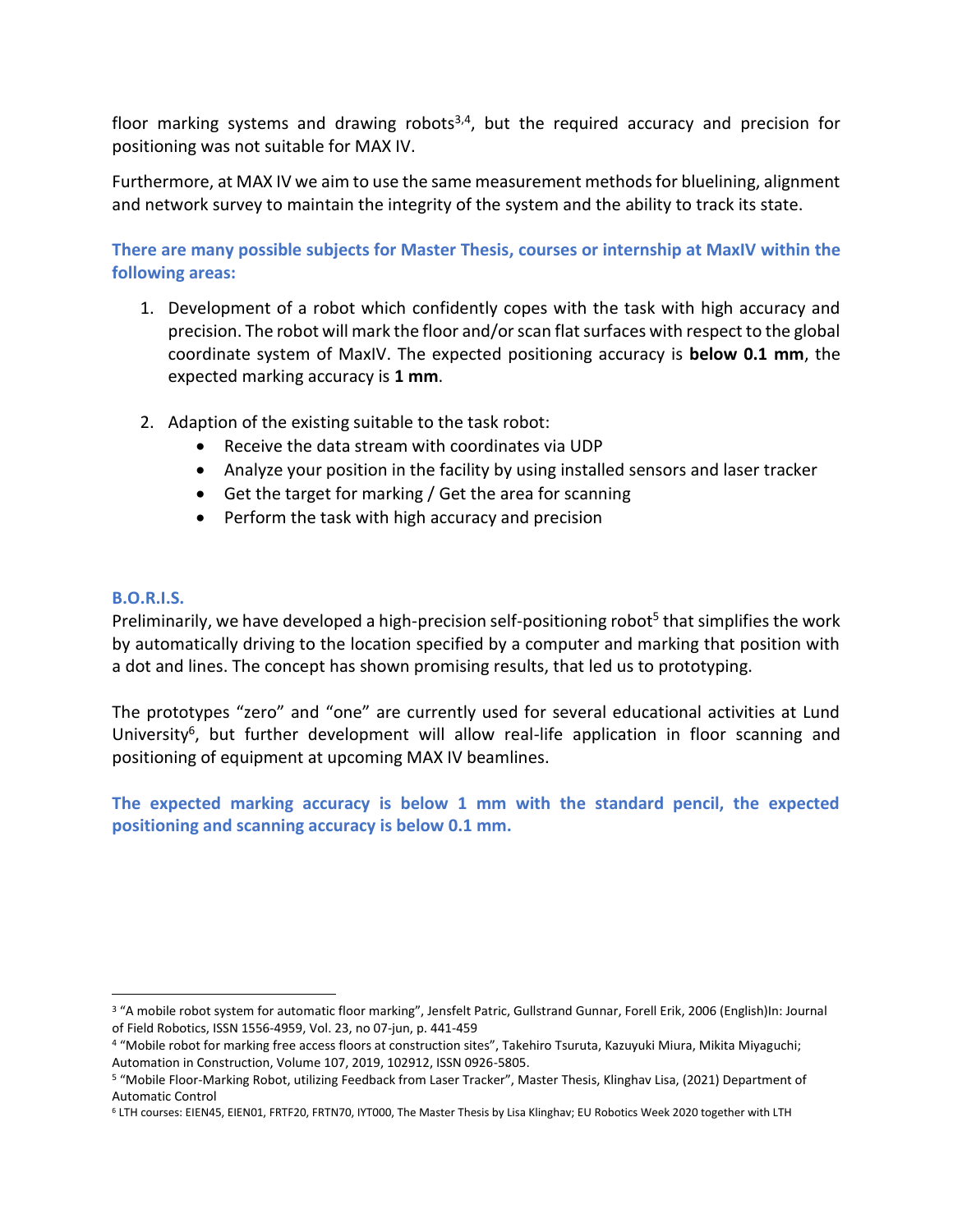floor marking systems and drawing robots[3,4], but the required accuracy and precision for positioning was not suitable for MAX IV.

Furthermore, at MAX IV we aim to use the same measurement methods for bluelining, alignment and network survey to maintain the integrity of the system and the ability to track its state.

**There are many possible subjects for Master Thesis, courses or internship at MaxIV within the following areas:**

1. Development of a robot which confidently copes with the task with high accuracy and precision. The robot will mark the floor and/or scan flat surfaces with respect to the global coordinate system of MaxIV. The expected positioning accuracy is **below 0.1 mm**, the expected marking accuracy is **1 mm**.

2. Adaption of the existing suitable to the task robot:
   - Receive the data stream with coordinates via UDP
   - Analyze your position in the facility by using installed sensors and laser tracker
   - Get the target for marking / Get the area for scanning
   - Perform the task with high accuracy and precision

### B.O.R.I.S.

Preliminarily, we have developed a high-precision self-positioning robot[5] that simplifies the work by automatically driving to the location specified by a computer and marking that position with a dot and lines. The concept has shown promising results, that led us to prototyping.

The prototypes "zero" and "one" are currently used for several educational activities at Lund University[6], but further development will allow real-life application in floor scanning and positioning of equipment at upcoming MAX IV beamlines.

**The expected marking accuracy is below 1 mm with the standard pencil, the expected positioning and scanning accuracy is below 0.1 mm.**

---

[3] "A mobile robot system for automatic floor marking", Jensfelt Patric, Gullstrand Gunnar, Forell Erik, 2006 (English)In: Journal of Field Robotics, ISSN 1556-4959, Vol. 23, no 07-jun, p. 441-459

[4] "Mobile robot for marking free access floors at construction sites", Takehiro Tsuruta, Kazuyuki Miura, Mikita Miyaguchi; Automation in Construction, Volume 107, 2019, 102912, ISSN 0926-5805.

[5] "Mobile Floor-Marking Robot, utilizing Feedback from Laser Tracker", Master Thesis, Klinghav Lisa, (2021) Department of Automatic Control

[6] LTH courses: EIEN45, EIEN01, FRTF20, FRTN70, IYT000, The Master Thesis by Lisa Klinghav; EU Robotics Week 2020 together with LTH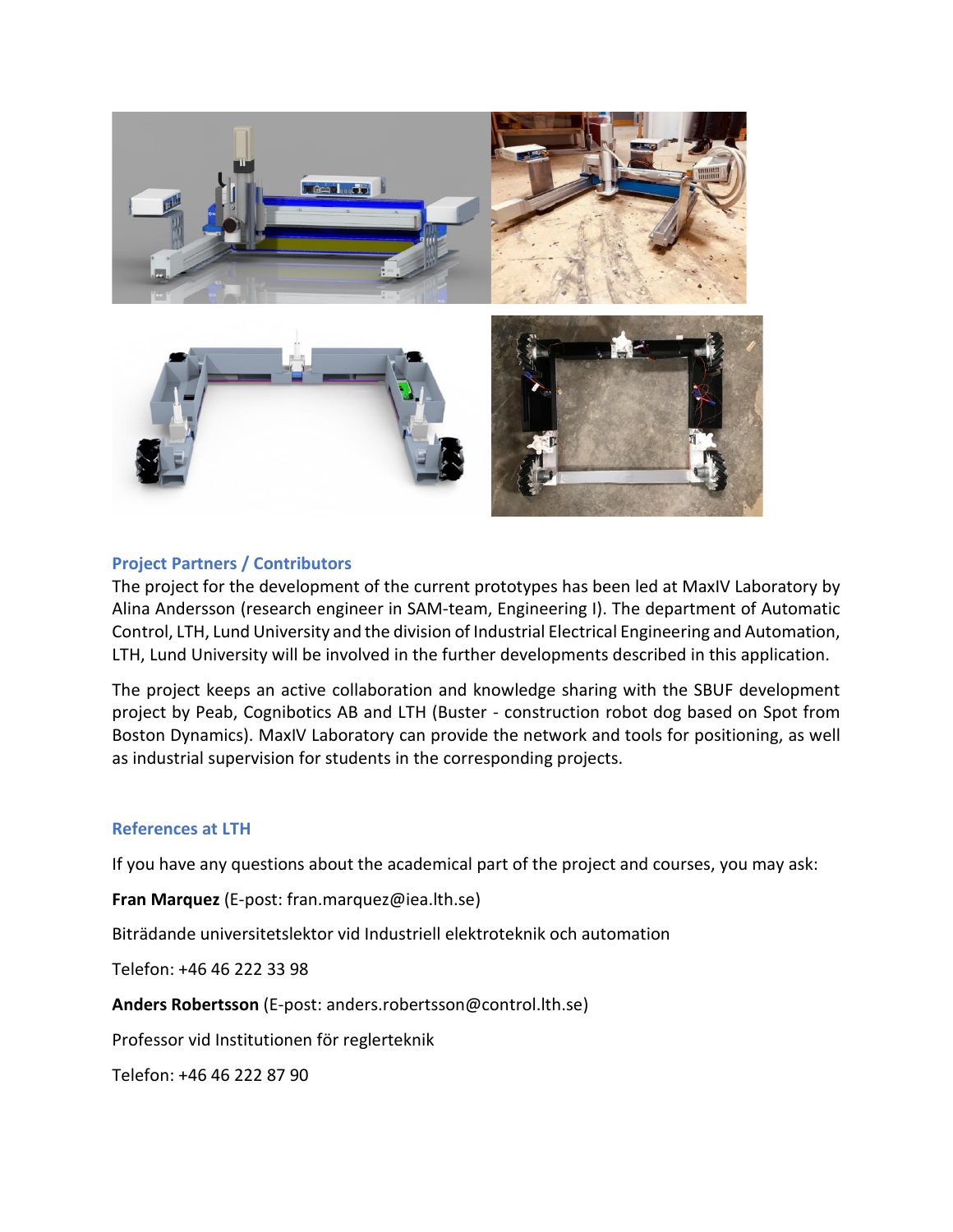## Project Partners / Contributors

The project for the development of the current prototypes has been led at MaxIV Laboratory by Alina Andersson (research engineer in SAM-team, Engineering I). The department of Automatic Control, LTH, Lund University and the division of Industrial Electrical Engineering and Automation, LTH, Lund University will be involved in the further developments described in this application.

The project keeps an active collaboration and knowledge sharing with the SBUF development project by Peab, Cognibotics AB and LTH (Buster - construction robot dog based on Spot from Boston Dynamics). MaxIV Laboratory can provide the network and tools for positioning, as well as industrial supervision for students in the corresponding projects.

## References at LTH

If you have any questions about the academical part of the project and courses, you may ask:

**Fran Marquez** (E-post: fran.marquez@iea.lth.se)

Biträdande universitetslektor vid Industriell elektroteknik och automation

Telefon: +46 46 222 33 98

**Anders Robertsson** (E-post: anders.robertsson@control.lth.se)

Professor vid Institutionen för reglerteknik

Telefon: +46 46 222 87 90